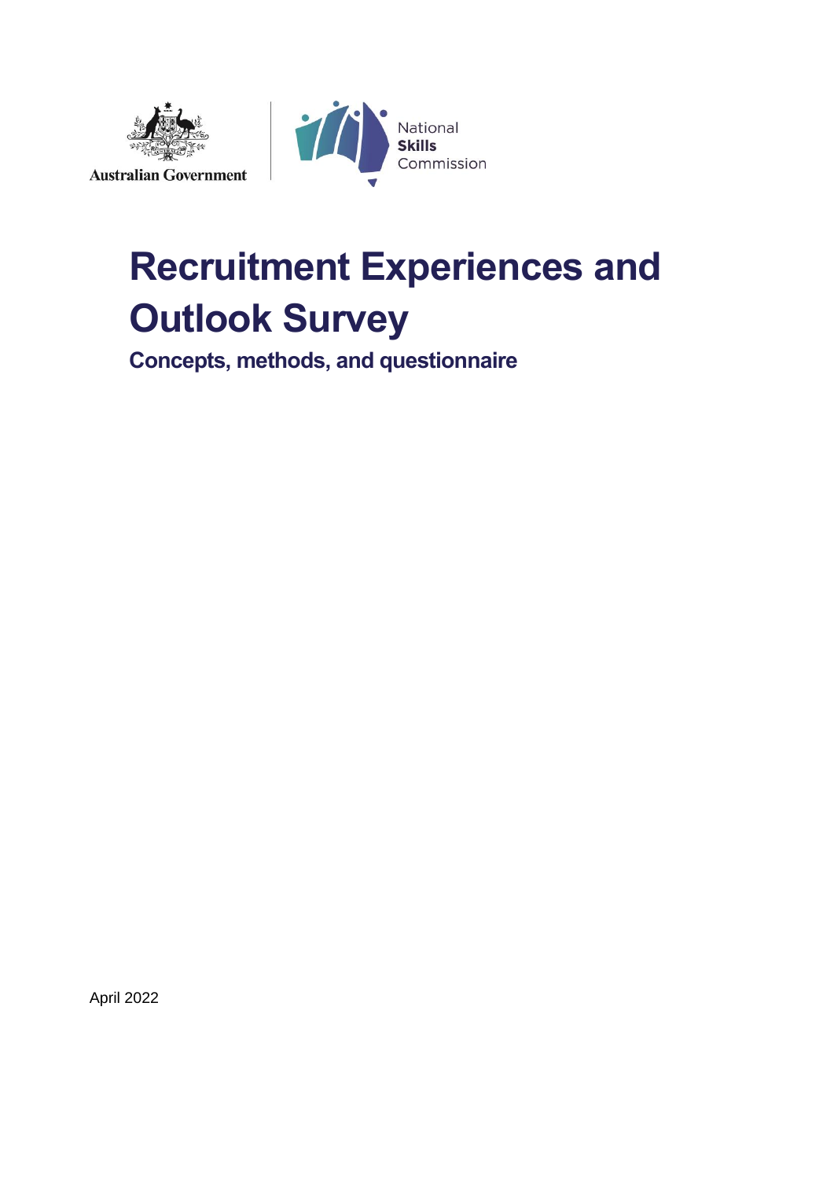Australian Government

National Skills Commission

# Recruitment Experiences and Outlook Survey

## Concepts, methods, and questionnaire

April 2022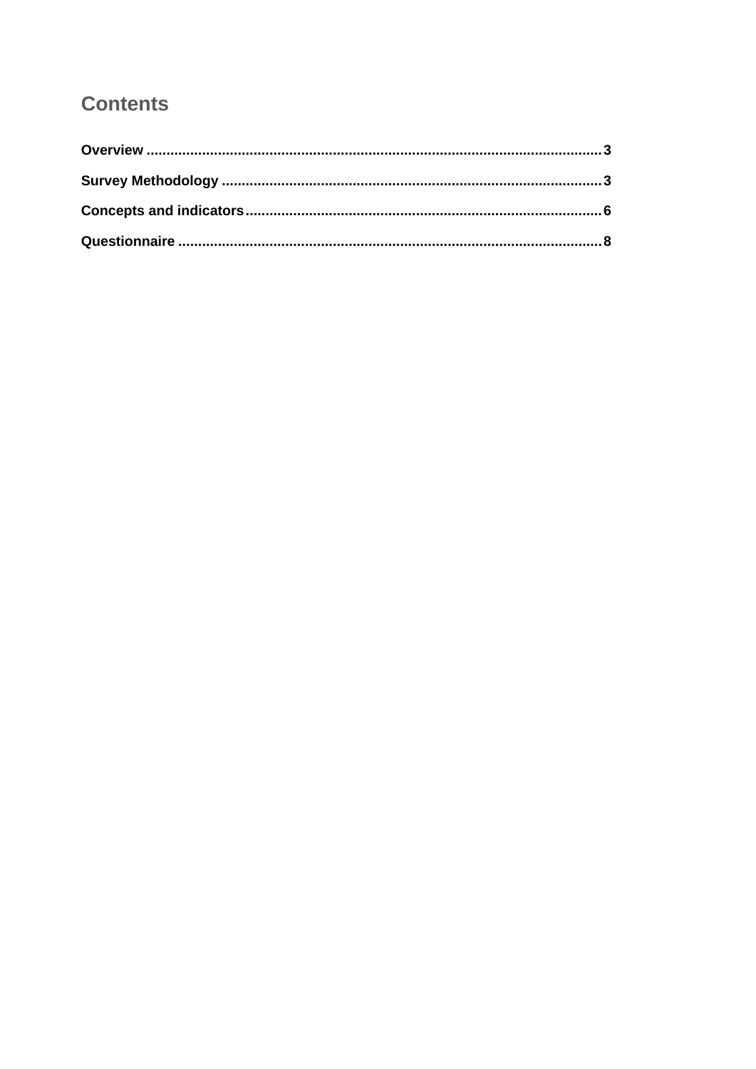## Contents

**Overview** .................................................................................................................. **3**

**Survey Methodology** ............................................................................................... **3**

**Concepts and indicators** ........................................................................................ **6**

**Questionnaire** ........................................................................................................... **8**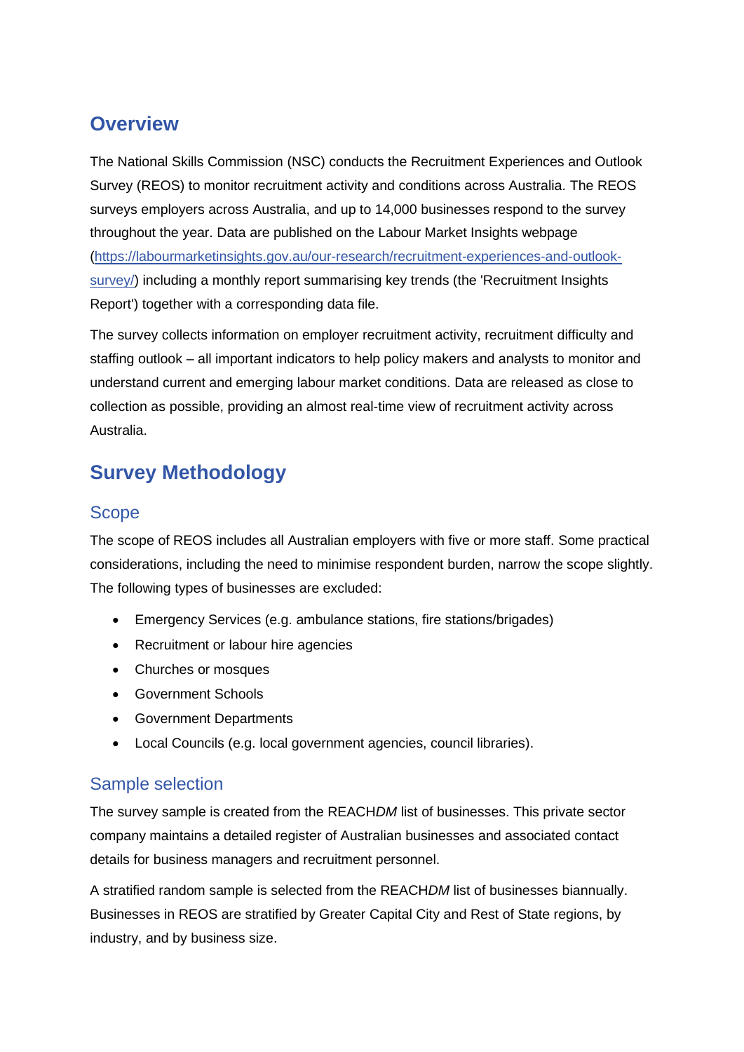## Overview

The National Skills Commission (NSC) conducts the Recruitment Experiences and Outlook Survey (REOS) to monitor recruitment activity and conditions across Australia. The REOS surveys employers across Australia, and up to 14,000 businesses respond to the survey throughout the year. Data are published on the Labour Market Insights webpage ([https://labourmarketinsights.gov.au/our-research/recruitment-experiences-and-outlook-survey/](https://labourmarketinsights.gov.au/our-research/recruitment-experiences-and-outlook-survey/)) including a monthly report summarising key trends (the 'Recruitment Insights Report') together with a corresponding data file.

The survey collects information on employer recruitment activity, recruitment difficulty and staffing outlook – all important indicators to help policy makers and analysts to monitor and understand current and emerging labour market conditions. Data are released as close to collection as possible, providing an almost real-time view of recruitment activity across Australia.

## Survey Methodology

### Scope

The scope of REOS includes all Australian employers with five or more staff. Some practical considerations, including the need to minimise respondent burden, narrow the scope slightly. The following types of businesses are excluded:

- Emergency Services (e.g. ambulance stations, fire stations/brigades)
- Recruitment or labour hire agencies
- Churches or mosques
- Government Schools
- Government Departments
- Local Councils (e.g. local government agencies, council libraries).

### Sample selection

The survey sample is created from the REACH*DM* list of businesses. This private sector company maintains a detailed register of Australian businesses and associated contact details for business managers and recruitment personnel.

A stratified random sample is selected from the REACH*DM* list of businesses biannually. Businesses in REOS are stratified by Greater Capital City and Rest of State regions, by industry, and by business size.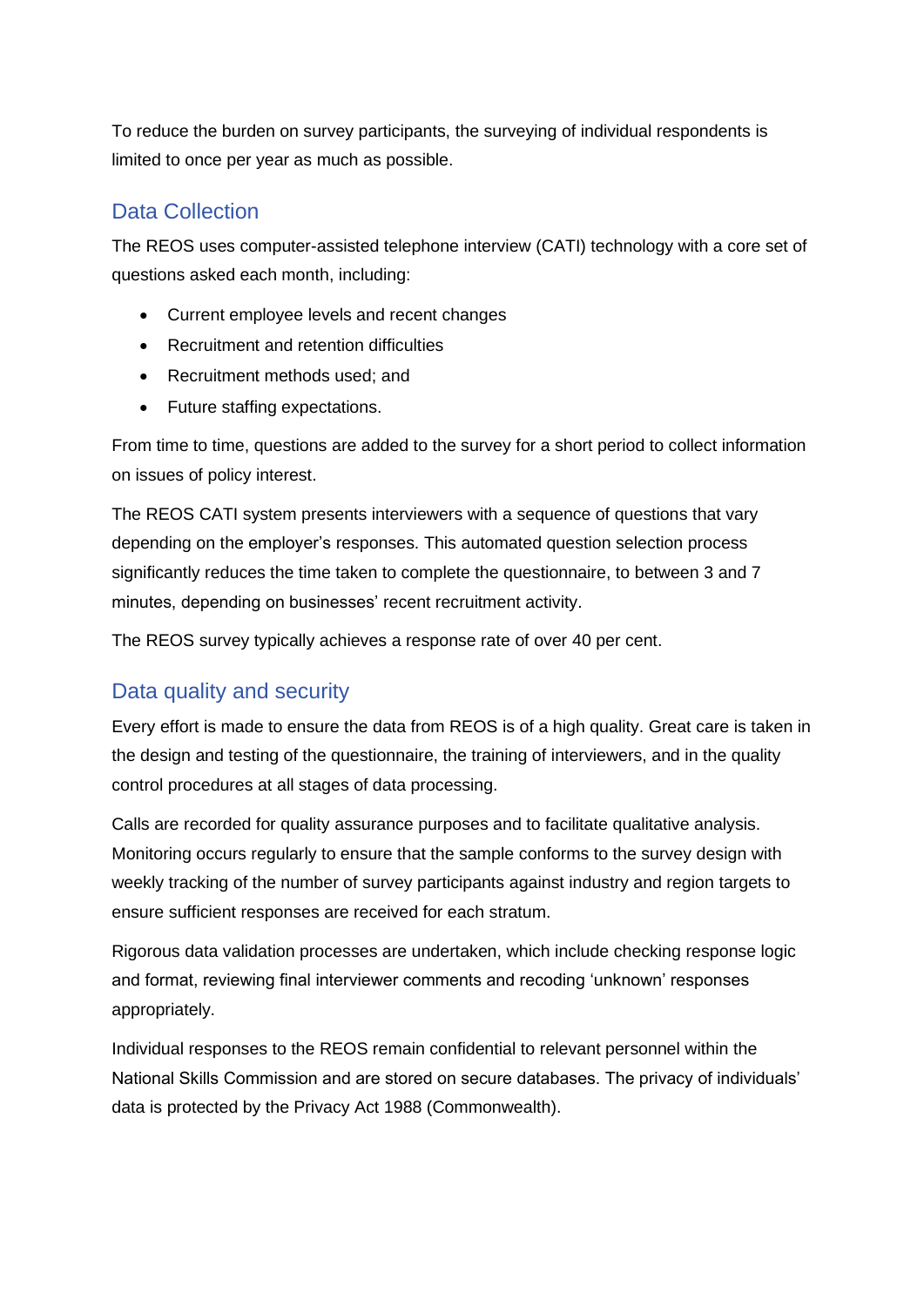To reduce the burden on survey participants, the surveying of individual respondents is limited to once per year as much as possible.

## Data Collection

The REOS uses computer-assisted telephone interview (CATI) technology with a core set of questions asked each month, including:

- Current employee levels and recent changes
- Recruitment and retention difficulties
- Recruitment methods used; and
- Future staffing expectations.

From time to time, questions are added to the survey for a short period to collect information on issues of policy interest.

The REOS CATI system presents interviewers with a sequence of questions that vary depending on the employer's responses. This automated question selection process significantly reduces the time taken to complete the questionnaire, to between 3 and 7 minutes, depending on businesses' recent recruitment activity.

The REOS survey typically achieves a response rate of over 40 per cent.

## Data quality and security

Every effort is made to ensure the data from REOS is of a high quality. Great care is taken in the design and testing of the questionnaire, the training of interviewers, and in the quality control procedures at all stages of data processing.

Calls are recorded for quality assurance purposes and to facilitate qualitative analysis. Monitoring occurs regularly to ensure that the sample conforms to the survey design with weekly tracking of the number of survey participants against industry and region targets to ensure sufficient responses are received for each stratum.

Rigorous data validation processes are undertaken, which include checking response logic and format, reviewing final interviewer comments and recoding 'unknown' responses appropriately.

Individual responses to the REOS remain confidential to relevant personnel within the National Skills Commission and are stored on secure databases. The privacy of individuals' data is protected by the Privacy Act 1988 (Commonwealth).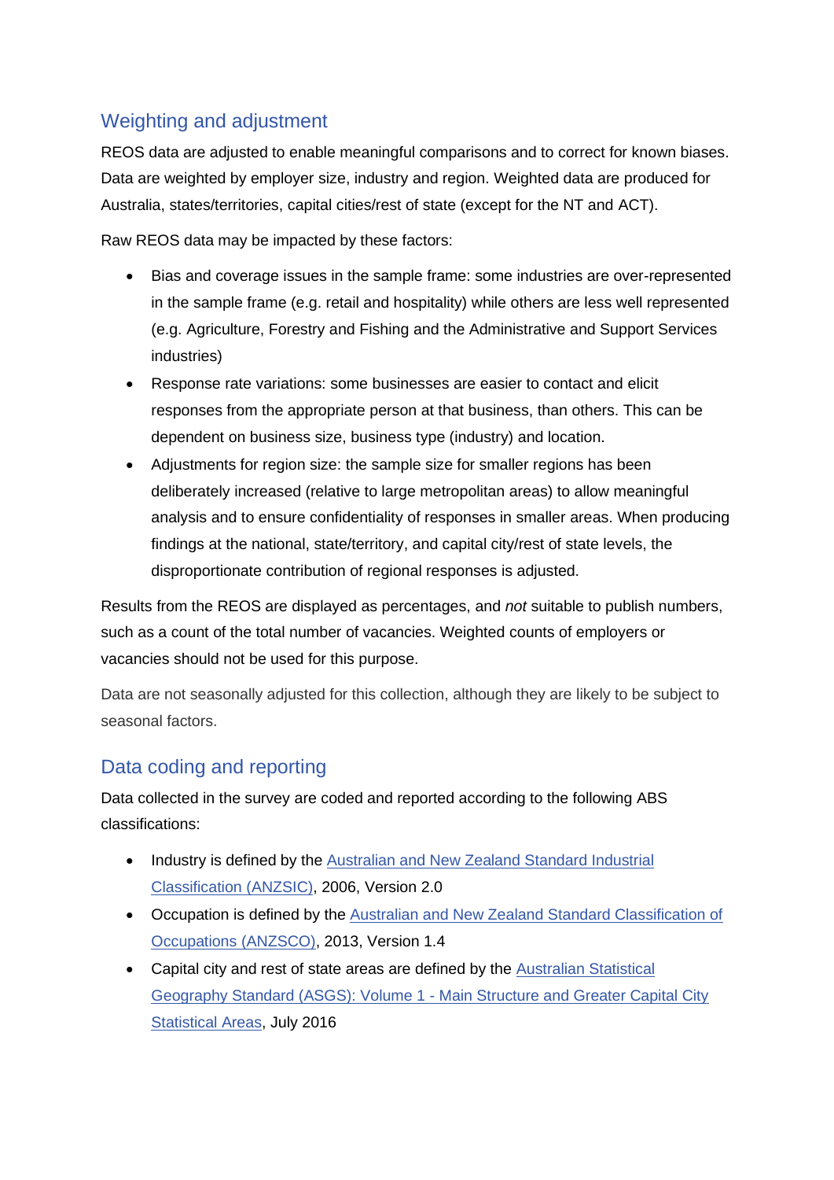## Weighting and adjustment

REOS data are adjusted to enable meaningful comparisons and to correct for known biases. Data are weighted by employer size, industry and region. Weighted data are produced for Australia, states/territories, capital cities/rest of state (except for the NT and ACT).

Raw REOS data may be impacted by these factors:

- Bias and coverage issues in the sample frame: some industries are over-represented in the sample frame (e.g. retail and hospitality) while others are less well represented (e.g. Agriculture, Forestry and Fishing and the Administrative and Support Services industries)
- Response rate variations: some businesses are easier to contact and elicit responses from the appropriate person at that business, than others. This can be dependent on business size, business type (industry) and location.
- Adjustments for region size: the sample size for smaller regions has been deliberately increased (relative to large metropolitan areas) to allow meaningful analysis and to ensure confidentiality of responses in smaller areas. When producing findings at the national, state/territory, and capital city/rest of state levels, the disproportionate contribution of regional responses is adjusted.

Results from the REOS are displayed as percentages, and *not* suitable to publish numbers, such as a count of the total number of vacancies. Weighted counts of employers or vacancies should not be used for this purpose.

Data are not seasonally adjusted for this collection, although they are likely to be subject to seasonal factors.

## Data coding and reporting

Data collected in the survey are coded and reported according to the following ABS classifications:

- Industry is defined by the Australian and New Zealand Standard Industrial Classification (ANZSIC), 2006, Version 2.0
- Occupation is defined by the Australian and New Zealand Standard Classification of Occupations (ANZSCO), 2013, Version 1.4
- Capital city and rest of state areas are defined by the Australian Statistical Geography Standard (ASGS): Volume 1 - Main Structure and Greater Capital City Statistical Areas, July 2016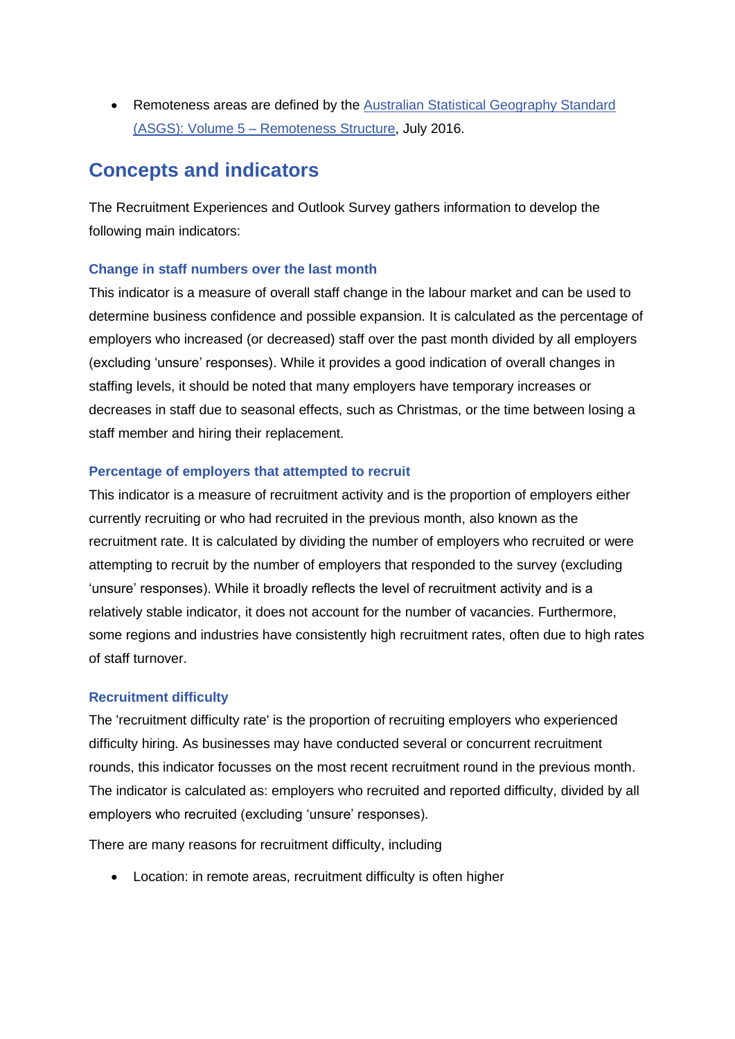- Remoteness areas are defined by the [Australian Statistical Geography Standard (ASGS): Volume 5 – Remoteness Structure](), July 2016.

## Concepts and indicators

The Recruitment Experiences and Outlook Survey gathers information to develop the following main indicators:

### Change in staff numbers over the last month

This indicator is a measure of overall staff change in the labour market and can be used to determine business confidence and possible expansion. It is calculated as the percentage of employers who increased (or decreased) staff over the past month divided by all employers (excluding 'unsure' responses). While it provides a good indication of overall changes in staffing levels, it should be noted that many employers have temporary increases or decreases in staff due to seasonal effects, such as Christmas, or the time between losing a staff member and hiring their replacement.

### Percentage of employers that attempted to recruit

This indicator is a measure of recruitment activity and is the proportion of employers either currently recruiting or who had recruited in the previous month, also known as the recruitment rate. It is calculated by dividing the number of employers who recruited or were attempting to recruit by the number of employers that responded to the survey (excluding 'unsure' responses). While it broadly reflects the level of recruitment activity and is a relatively stable indicator, it does not account for the number of vacancies. Furthermore, some regions and industries have consistently high recruitment rates, often due to high rates of staff turnover.

### Recruitment difficulty

The 'recruitment difficulty rate' is the proportion of recruiting employers who experienced difficulty hiring. As businesses may have conducted several or concurrent recruitment rounds, this indicator focusses on the most recent recruitment round in the previous month. The indicator is calculated as: employers who recruited and reported difficulty, divided by all employers who recruited (excluding 'unsure' responses).

There are many reasons for recruitment difficulty, including

- Location: in remote areas, recruitment difficulty is often higher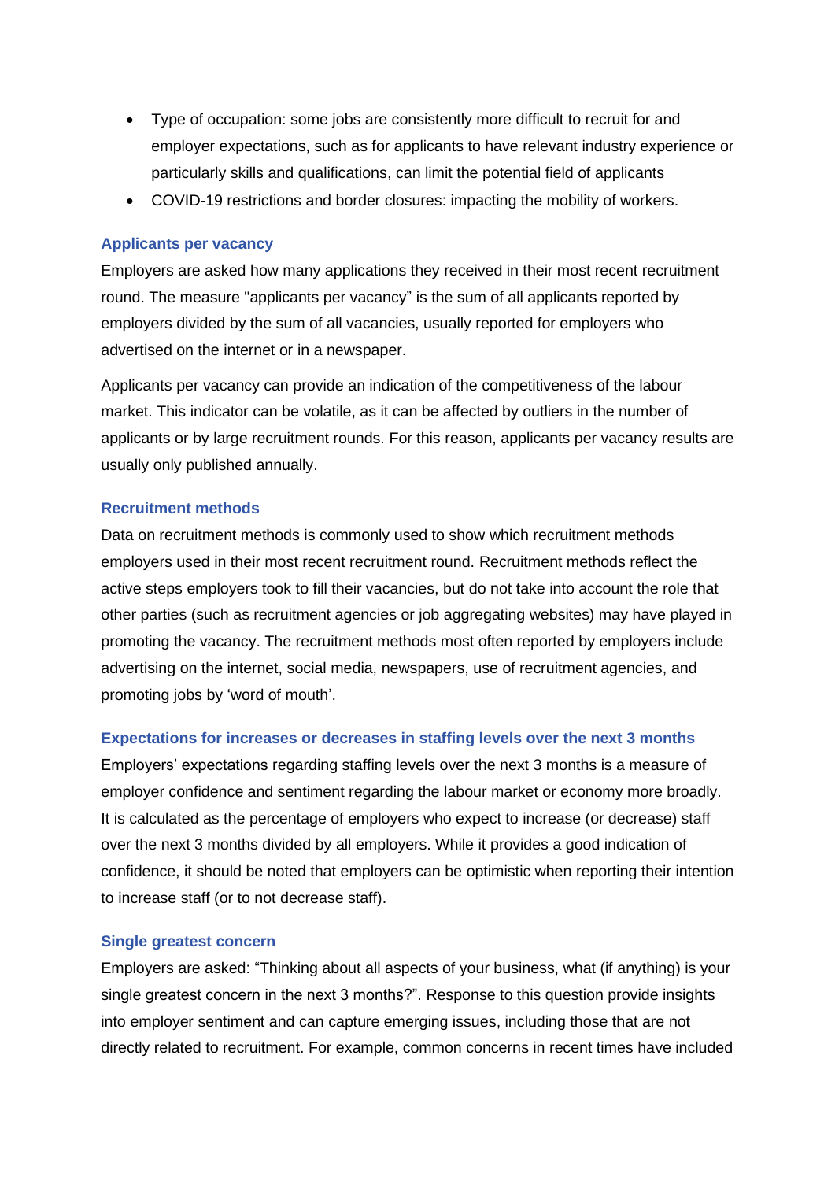- Type of occupation: some jobs are consistently more difficult to recruit for and employer expectations, such as for applicants to have relevant industry experience or particularly skills and qualifications, can limit the potential field of applicants
- COVID-19 restrictions and border closures: impacting the mobility of workers.

### Applicants per vacancy

Employers are asked how many applications they received in their most recent recruitment round. The measure "applicants per vacancy" is the sum of all applicants reported by employers divided by the sum of all vacancies, usually reported for employers who advertised on the internet or in a newspaper.

Applicants per vacancy can provide an indication of the competitiveness of the labour market. This indicator can be volatile, as it can be affected by outliers in the number of applicants or by large recruitment rounds. For this reason, applicants per vacancy results are usually only published annually.

### Recruitment methods

Data on recruitment methods is commonly used to show which recruitment methods employers used in their most recent recruitment round. Recruitment methods reflect the active steps employers took to fill their vacancies, but do not take into account the role that other parties (such as recruitment agencies or job aggregating websites) may have played in promoting the vacancy. The recruitment methods most often reported by employers include advertising on the internet, social media, newspapers, use of recruitment agencies, and promoting jobs by 'word of mouth'.

### Expectations for increases or decreases in staffing levels over the next 3 months

Employers' expectations regarding staffing levels over the next 3 months is a measure of employer confidence and sentiment regarding the labour market or economy more broadly. It is calculated as the percentage of employers who expect to increase (or decrease) staff over the next 3 months divided by all employers. While it provides a good indication of confidence, it should be noted that employers can be optimistic when reporting their intention to increase staff (or to not decrease staff).

### Single greatest concern

Employers are asked: "Thinking about all aspects of your business, what (if anything) is your single greatest concern in the next 3 months?". Response to this question provide insights into employer sentiment and can capture emerging issues, including those that are not directly related to recruitment. For example, common concerns in recent times have included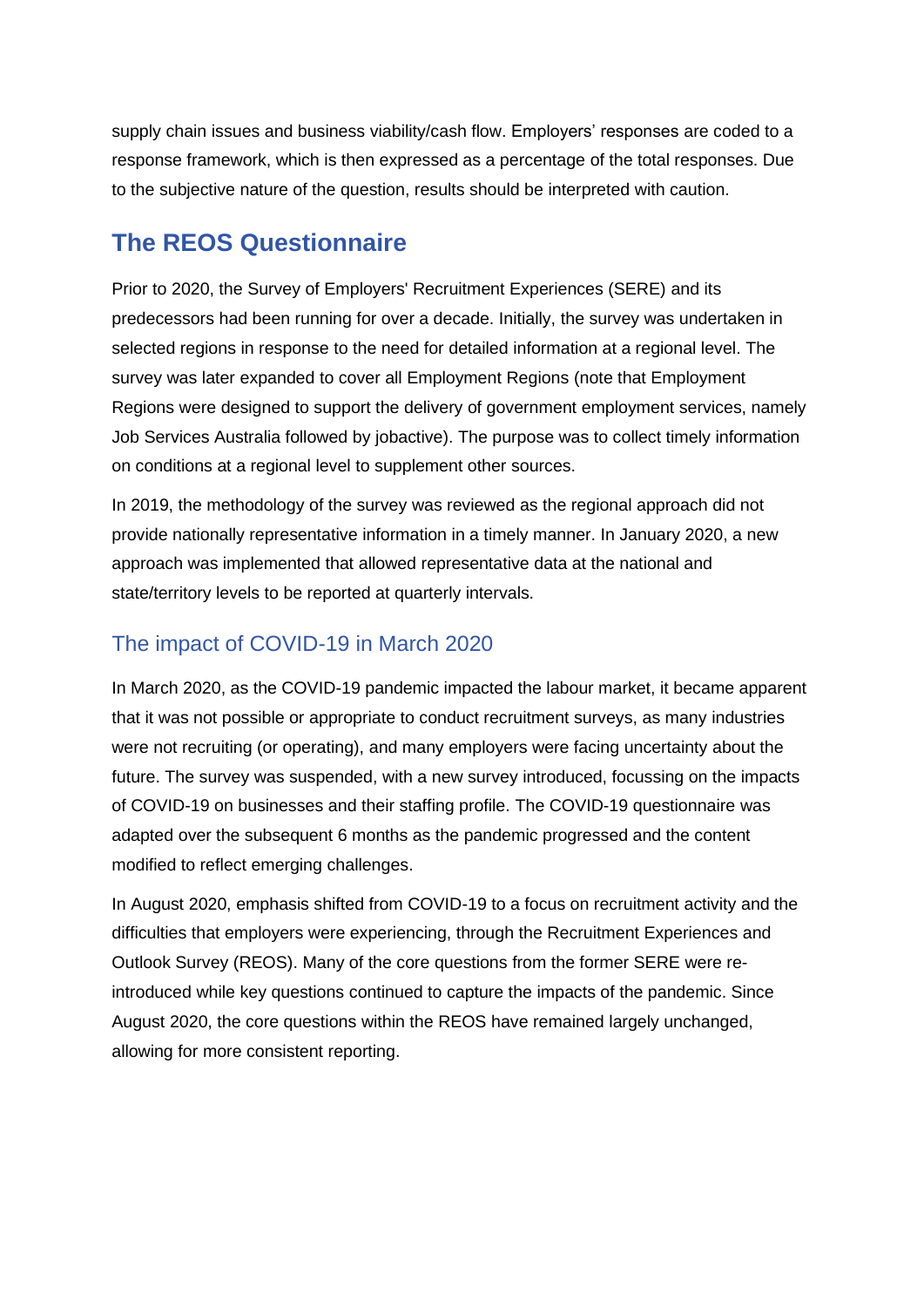supply chain issues and business viability/cash flow. Employers' responses are coded to a response framework, which is then expressed as a percentage of the total responses. Due to the subjective nature of the question, results should be interpreted with caution.

## The REOS Questionnaire

Prior to 2020, the Survey of Employers' Recruitment Experiences (SERE) and its predecessors had been running for over a decade. Initially, the survey was undertaken in selected regions in response to the need for detailed information at a regional level. The survey was later expanded to cover all Employment Regions (note that Employment Regions were designed to support the delivery of government employment services, namely Job Services Australia followed by jobactive). The purpose was to collect timely information on conditions at a regional level to supplement other sources.

In 2019, the methodology of the survey was reviewed as the regional approach did not provide nationally representative information in a timely manner. In January 2020, a new approach was implemented that allowed representative data at the national and state/territory levels to be reported at quarterly intervals.

### The impact of COVID-19 in March 2020

In March 2020, as the COVID-19 pandemic impacted the labour market, it became apparent that it was not possible or appropriate to conduct recruitment surveys, as many industries were not recruiting (or operating), and many employers were facing uncertainty about the future. The survey was suspended, with a new survey introduced, focussing on the impacts of COVID-19 on businesses and their staffing profile. The COVID-19 questionnaire was adapted over the subsequent 6 months as the pandemic progressed and the content modified to reflect emerging challenges.

In August 2020, emphasis shifted from COVID-19 to a focus on recruitment activity and the difficulties that employers were experiencing, through the Recruitment Experiences and Outlook Survey (REOS). Many of the core questions from the former SERE were re-introduced while key questions continued to capture the impacts of the pandemic. Since August 2020, the core questions within the REOS have remained largely unchanged, allowing for more consistent reporting.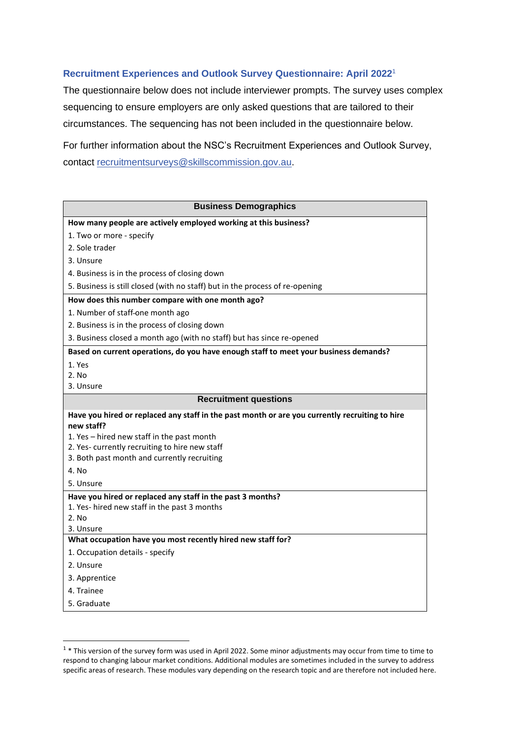## Recruitment Experiences and Outlook Survey Questionnaire: April 2022[1]

The questionnaire below does not include interviewer prompts. The survey uses complex sequencing to ensure employers are only asked questions that are tailored to their circumstances. The sequencing has not been included in the questionnaire below.

For further information about the NSC's Recruitment Experiences and Outlook Survey, contact recruitmentsurveys@skillscommission.gov.au.

| Business Demographics |
|---|
| **How many people are actively employed working at this business?** |
| 1. Two or more - specify |
| 2. Sole trader |
| 3. Unsure |
| 4. Business is in the process of closing down |
| 5. Business is still closed (with no staff) but in the process of re-opening |
| **How does this number compare with one month ago?** |
| 1. Number of staff one month ago |
| 2. Business is in the process of closing down |
| 3. Business closed a month ago (with no staff) but has since re-opened |
| **Based on current operations, do you have enough staff to meet your business demands?** |
| 1. Yes |
| 2. No |
| 3. Unsure |
| **Recruitment questions** |
| **Have you hired or replaced any staff in the past month or are you currently recruiting to hire new staff?** |
| 1. Yes – hired new staff in the past month |
| 2. Yes- currently recruiting to hire new staff |
| 3. Both past month and currently recruiting |
| 4. No |
| 5. Unsure |
| **Have you hired or replaced any staff in the past 3 months?** |
| 1. Yes- hired new staff in the past 3 months |
| 2. No |
| 3. Unsure |
| **What occupation have you most recently hired new staff for?** |
| 1. Occupation details - specify |
| 2. Unsure |
| 3. Apprentice |
| 4. Trainee |
| 5. Graduate |

[1] * This version of the survey form was used in April 2022. Some minor adjustments may occur from time to time to respond to changing labour market conditions. Additional modules are sometimes included in the survey to address specific areas of research. These modules vary depending on the research topic and are therefore not included here.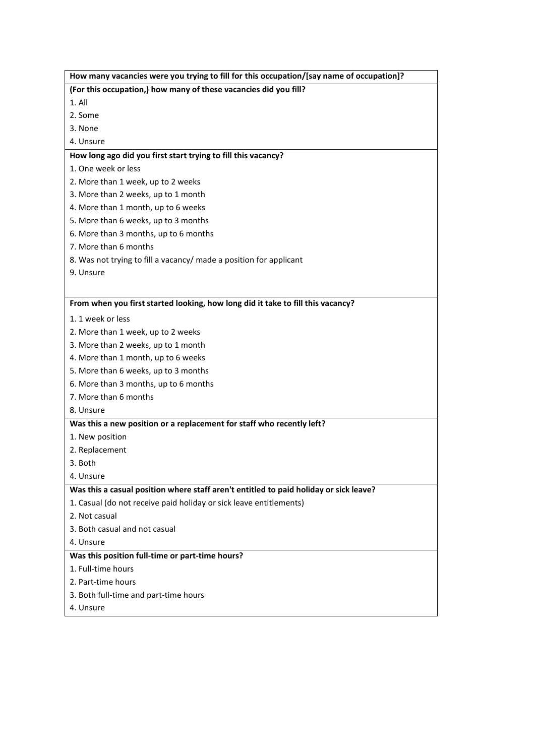**How many vacancies were you trying to fill for this occupation/[say name of occupation]?**

**(For this occupation,) how many of these vacancies did you fill?**

1. All
2. Some
3. None
4. Unsure

**How long ago did you first start trying to fill this vacancy?**

1. One week or less
2. More than 1 week, up to 2 weeks
3. More than 2 weeks, up to 1 month
4. More than 1 month, up to 6 weeks
5. More than 6 weeks, up to 3 months
6. More than 3 months, up to 6 months
7. More than 6 months
8. Was not trying to fill a vacancy/ made a position for applicant
9. Unsure

**From when you first started looking, how long did it take to fill this vacancy?**

1. 1 week or less
2. More than 1 week, up to 2 weeks
3. More than 2 weeks, up to 1 month
4. More than 1 month, up to 6 weeks
5. More than 6 weeks, up to 3 months
6. More than 3 months, up to 6 months
7. More than 6 months
8. Unsure

**Was this a new position or a replacement for staff who recently left?**

1. New position
2. Replacement
3. Both
4. Unsure

**Was this a casual position where staff aren't entitled to paid holiday or sick leave?**

1. Casual (do not receive paid holiday or sick leave entitlements)
2. Not casual
3. Both casual and not casual
4. Unsure

**Was this position full-time or part-time hours?**

1. Full-time hours
2. Part-time hours
3. Both full-time and part-time hours
4. Unsure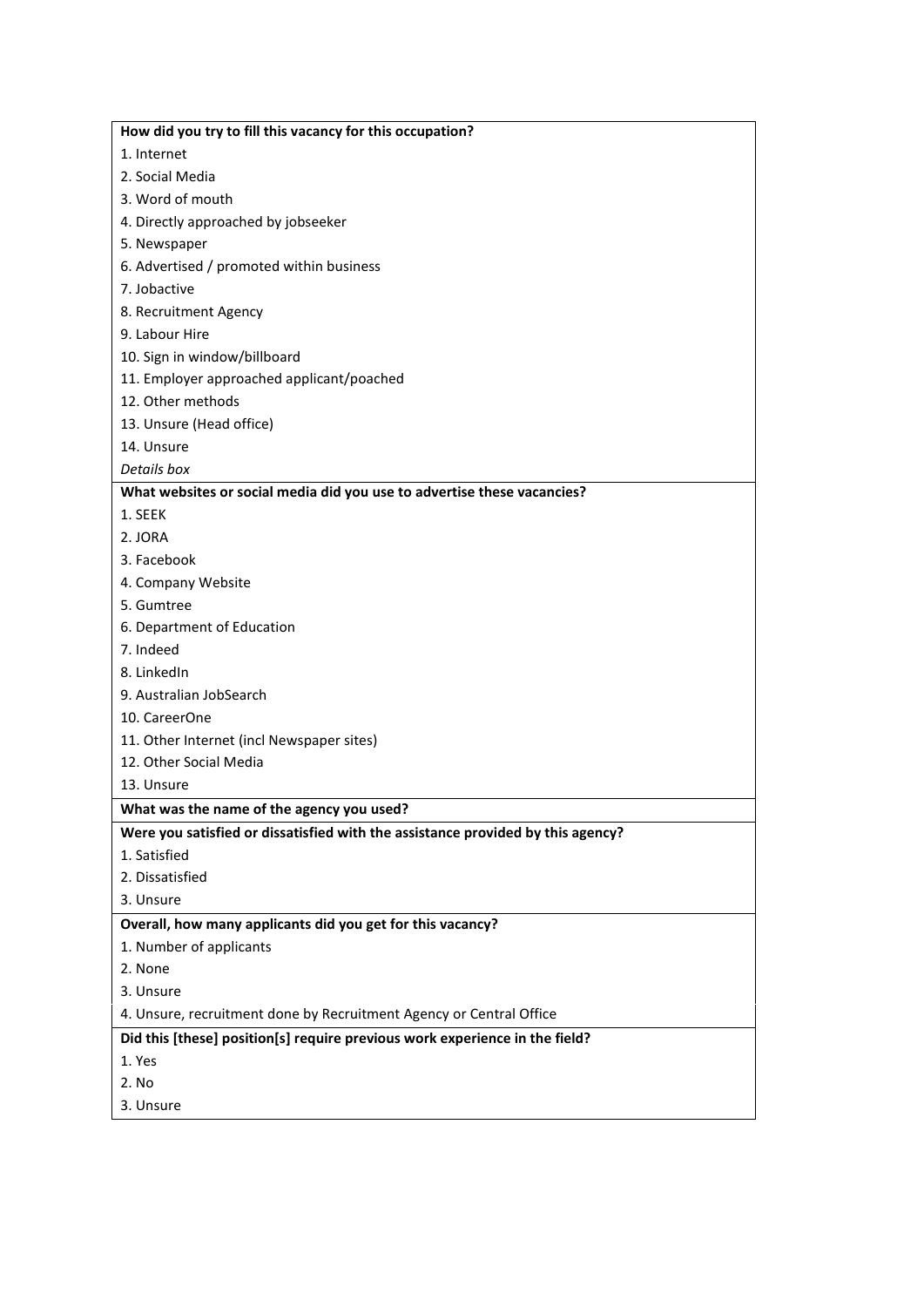**How did you try to fill this vacancy for this occupation?**

1. Internet
2. Social Media
3. Word of mouth
4. Directly approached by jobseeker
5. Newspaper
6. Advertised / promoted within business
7. Jobactive
8. Recruitment Agency
9. Labour Hire
10. Sign in window/billboard
11. Employer approached applicant/poached
12. Other methods
13. Unsure (Head office)
14. Unsure

*Details box*

**What websites or social media did you use to advertise these vacancies?**

1. SEEK
2. JORA
3. Facebook
4. Company Website
5. Gumtree
6. Department of Education
7. Indeed
8. LinkedIn
9. Australian JobSearch
10. CareerOne
11. Other Internet (incl Newspaper sites)
12. Other Social Media
13. Unsure

**What was the name of the agency you used?**

**Were you satisfied or dissatisfied with the assistance provided by this agency?**

1. Satisfied
2. Dissatisfied
3. Unsure

**Overall, how many applicants did you get for this vacancy?**

1. Number of applicants
2. None
3. Unsure
4. Unsure, recruitment done by Recruitment Agency or Central Office

**Did this [these] position[s] require previous work experience in the field?**

1. Yes
2. No
3. Unsure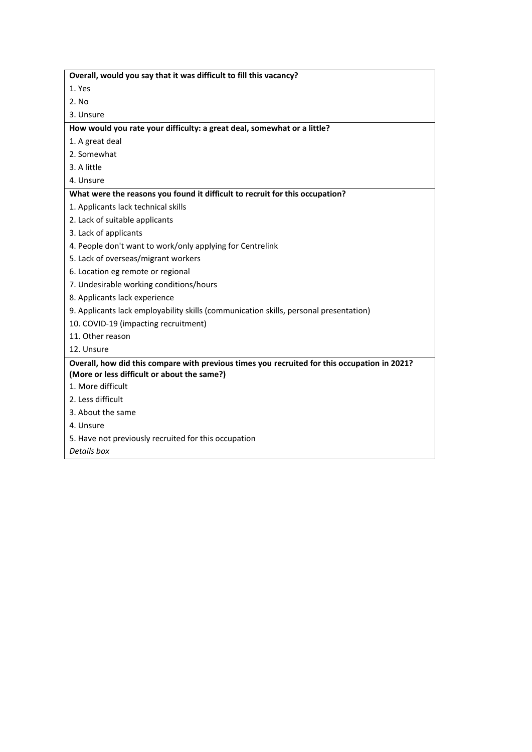**Overall, would you say that it was difficult to fill this vacancy?**

1. Yes
2. No
3. Unsure

**How would you rate your difficulty: a great deal, somewhat or a little?**

1. A great deal
2. Somewhat
3. A little
4. Unsure

**What were the reasons you found it difficult to recruit for this occupation?**

1. Applicants lack technical skills
2. Lack of suitable applicants
3. Lack of applicants
4. People don't want to work/only applying for Centrelink
5. Lack of overseas/migrant workers
6. Location eg remote or regional
7. Undesirable working conditions/hours
8. Applicants lack experience
9. Applicants lack employability skills (communication skills, personal presentation)
10. COVID-19 (impacting recruitment)
11. Other reason
12. Unsure

**Overall, how did this compare with previous times you recruited for this occupation in 2021? (More or less difficult or about the same?)**

1. More difficult
2. Less difficult
3. About the same
4. Unsure
5. Have not previously recruited for this occupation

*Details box*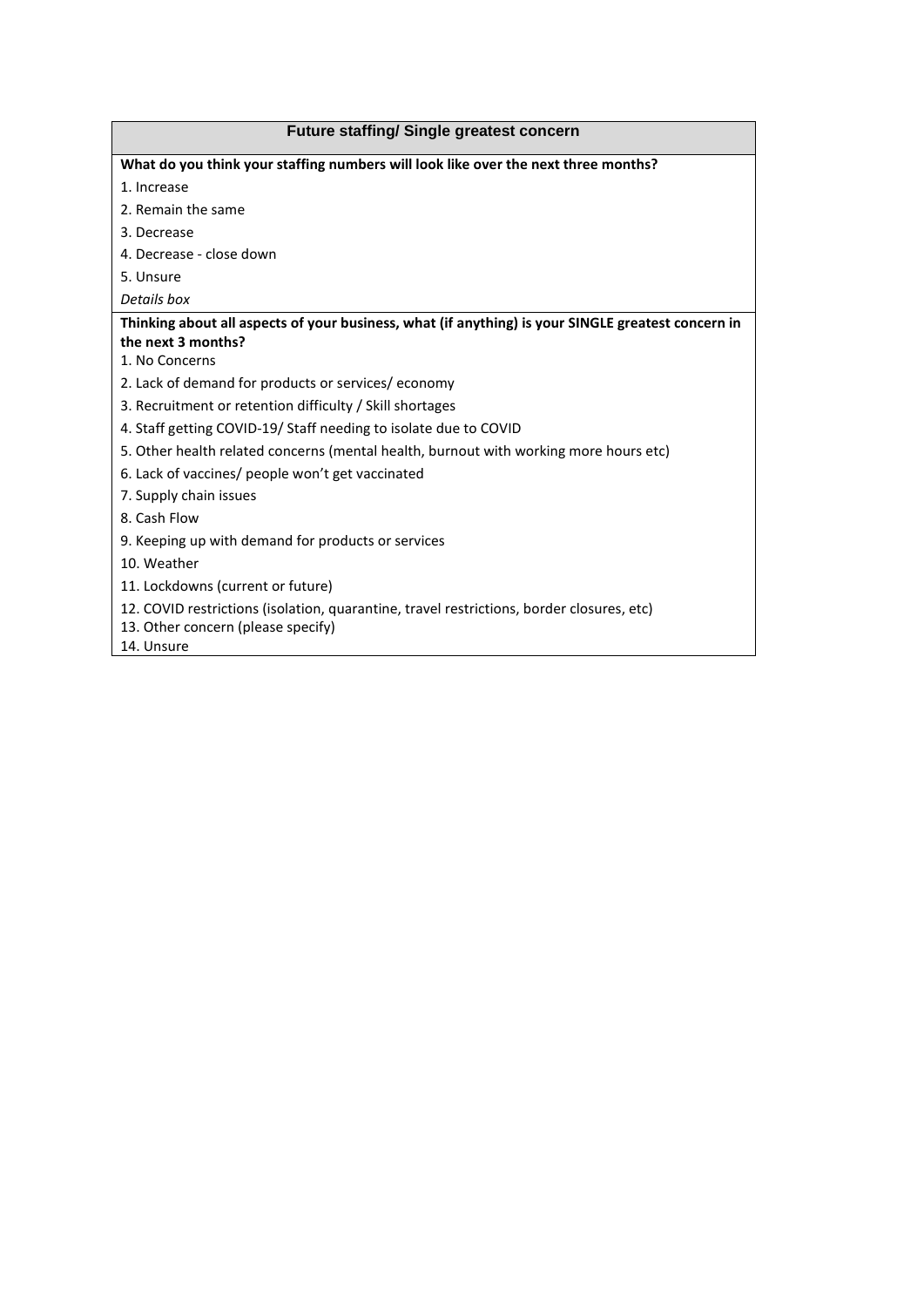| Future staffing/ Single greatest concern |
| --- |
| **What do you think your staffing numbers will look like over the next three months?** |
| 1. Increase |
| 2. Remain the same |
| 3. Decrease |
| 4. Decrease - close down |
| 5. Unsure |
| *Details box* |
| **Thinking about all aspects of your business, what (if anything) is your SINGLE greatest concern in the next 3 months?**<br>1. No Concerns |
| 2. Lack of demand for products or services/ economy |
| 3. Recruitment or retention difficulty / Skill shortages |
| 4. Staff getting COVID-19/ Staff needing to isolate due to COVID |
| 5. Other health related concerns (mental health, burnout with working more hours etc) |
| 6. Lack of vaccines/ people won't get vaccinated |
| 7. Supply chain issues |
| 8. Cash Flow |
| 9. Keeping up with demand for products or services |
| 10. Weather |
| 11. Lockdowns (current or future) |
| 12. COVID restrictions (isolation, quarantine, travel restrictions, border closures, etc)<br>13. Other concern (please specify)<br>14. Unsure |